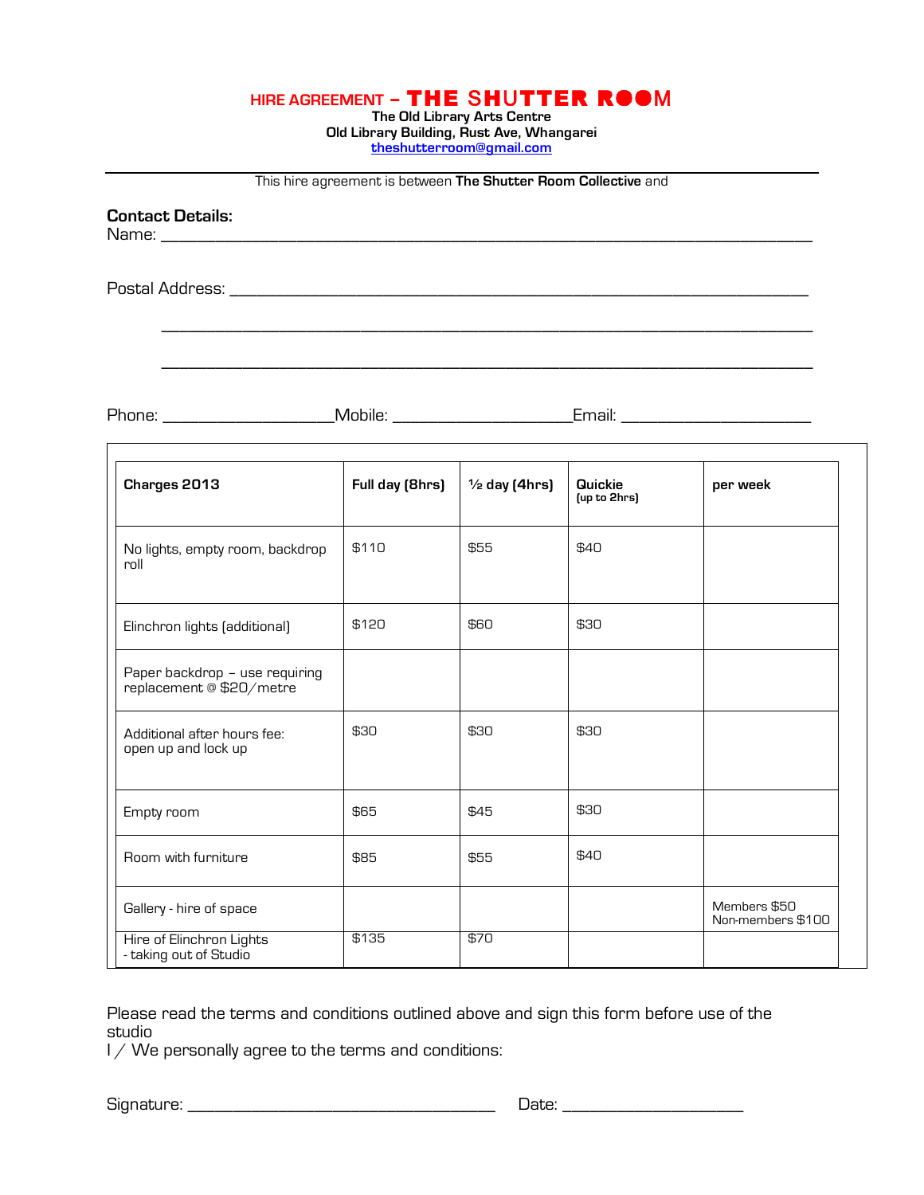# HIRE AGREEMENT – THE SHUTTER ROOM

**The Old Library Arts Centre**
**Old Library Building, Rust Ave, Whangarei**
theshutterroom@gmail.com

This hire agreement is between **The Shutter Room Collective** and

**Contact Details:**

Name: ___________________________________________________________________

Postal Address: ___________________________________________________________

___________________________________________________________________

___________________________________________________________________

Phone: ________________ Mobile: ________________ Email: ________________

| Charges 2013 | Full day (8hrs) | ½ day (4hrs) | Quickie (up to 2hrs) | per week |
|---|---|---|---|---|
| No lights, empty room, backdrop roll | $110 | $55 | $40 | |
| Elinchron lights (additional) | $120 | $60 | $30 | |
| Paper backdrop – use requiring replacement @ $20/metre | | | | |
| Additional after hours fee: open up and lock up | $30 | $30 | $30 | |
| Empty room | $65 | $45 | $30 | |
| Room with furniture | $85 | $55 | $40 | |
| Gallery - hire of space | | | | Members $50 Non-members $100 |
| Hire of Elinchron Lights - taking out of Studio | $135 | $70 | | |

Please read the terms and conditions outlined above and sign this form before use of the studio

I / We personally agree to the terms and conditions:

Signature: ______________________________ Date: ________________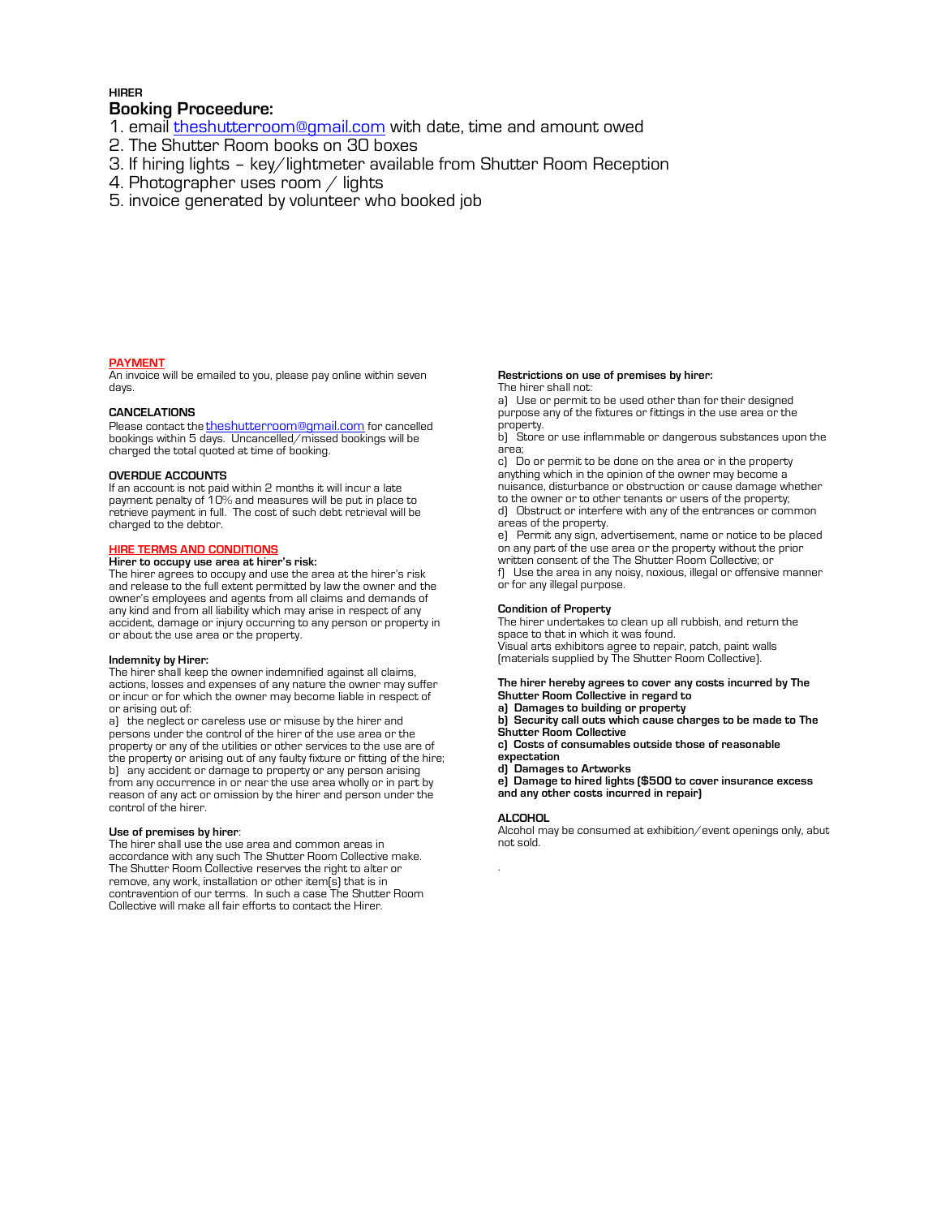**HIRER**

## Booking Proceedure:

1. email theshutterroom@gmail.com with date, time and amount owed
2. The Shutter Room books on 30 boxes
3. If hiring lights – key/lightmeter available from Shutter Room Reception
4. Photographer uses room / lights
5. invoice generated by volunteer who booked job

### PAYMENT

An invoice will be emailed to you, please pay online within seven days.

### CANCELATIONS

Please contact the theshutterroom@gmail.com for cancelled bookings within 5 days. Uncancelled/missed bookings will be charged the total quoted at time of booking.

### OVERDUE ACCOUNTS

If an account is not paid within 2 months it will incur a late payment penalty of 10% and measures will be put in place to retrieve payment in full. The cost of such debt retrieval will be charged to the debtor.

### HIRE TERMS AND CONDITIONS

**Hirer to occupy use area at hirer's risk:**
The hirer agrees to occupy and use the area at the hirer's risk and release to the full extent permitted by law the owner and the owner's employees and agents from all claims and demands of any kind and from all liability which may arise in respect of any accident, damage or injury occurring to any person or property in or about the use area or the property.

**Indemnity by Hirer:**
The hirer shall keep the owner indemnified against all claims, actions, losses and expenses of any nature the owner may suffer or incur or for which the owner may become liable in respect of or arising out of:
a) the neglect or careless use or misuse by the hirer and persons under the control of the hirer of the use area or the property or any of the utilities or other services to the use are of the property or arising out of any faulty fixture or fitting of the hire;
b) any accident or damage to property or any person arising from any occurrence in or near the use area wholly or in part by reason of any act or omission by the hirer and person under the control of the hirer.

**Use of premises by hirer**:
The hirer shall use the use area and common areas in accordance with any such The Shutter Room Collective make. The Shutter Room Collective reserves the right to alter or remove, any work, installation or other item(s) that is in contravention of our terms. In such a case The Shutter Room Collective will make all fair efforts to contact the Hirer.

**Restrictions on use of premises by hirer:**
The hirer shall not:
a) Use or permit to be used other than for their designed purpose any of the fixtures or fittings in the use area or the property.
b) Store or use inflammable or dangerous substances upon the area;
c) Do or permit to be done on the area or in the property anything which in the opinion of the owner may become a nuisance, disturbance or obstruction or cause damage whether to the owner or to other tenants or users of the property;
d) Obstruct or interfere with any of the entrances or common areas of the property.
e) Permit any sign, advertisement, name or notice to be placed on any part of the use area or the property without the prior written consent of the The Shutter Room Collective; or
f) Use the area in any noisy, noxious, illegal or offensive manner or for any illegal purpose.

**Condition of Property**
The hirer undertakes to clean up all rubbish, and return the space to that in which it was found.
Visual arts exhibitors agree to repair, patch, paint walls (materials supplied by The Shutter Room Collective).

**The hirer hereby agrees to cover any costs incurred by The Shutter Room Collective in regard to**
**a) Damages to building or property**
**b) Security call outs which cause charges to be made to The Shutter Room Collective**
**c) Costs of consumables outside those of reasonable expectation**
**d) Damages to Artworks**
**e) Damage to hired lights ($500 to cover insurance excess and any other costs incurred in repair)**

### ALCOHOL

Alcohol may be consumed at exhibition/event openings only, abut not sold.